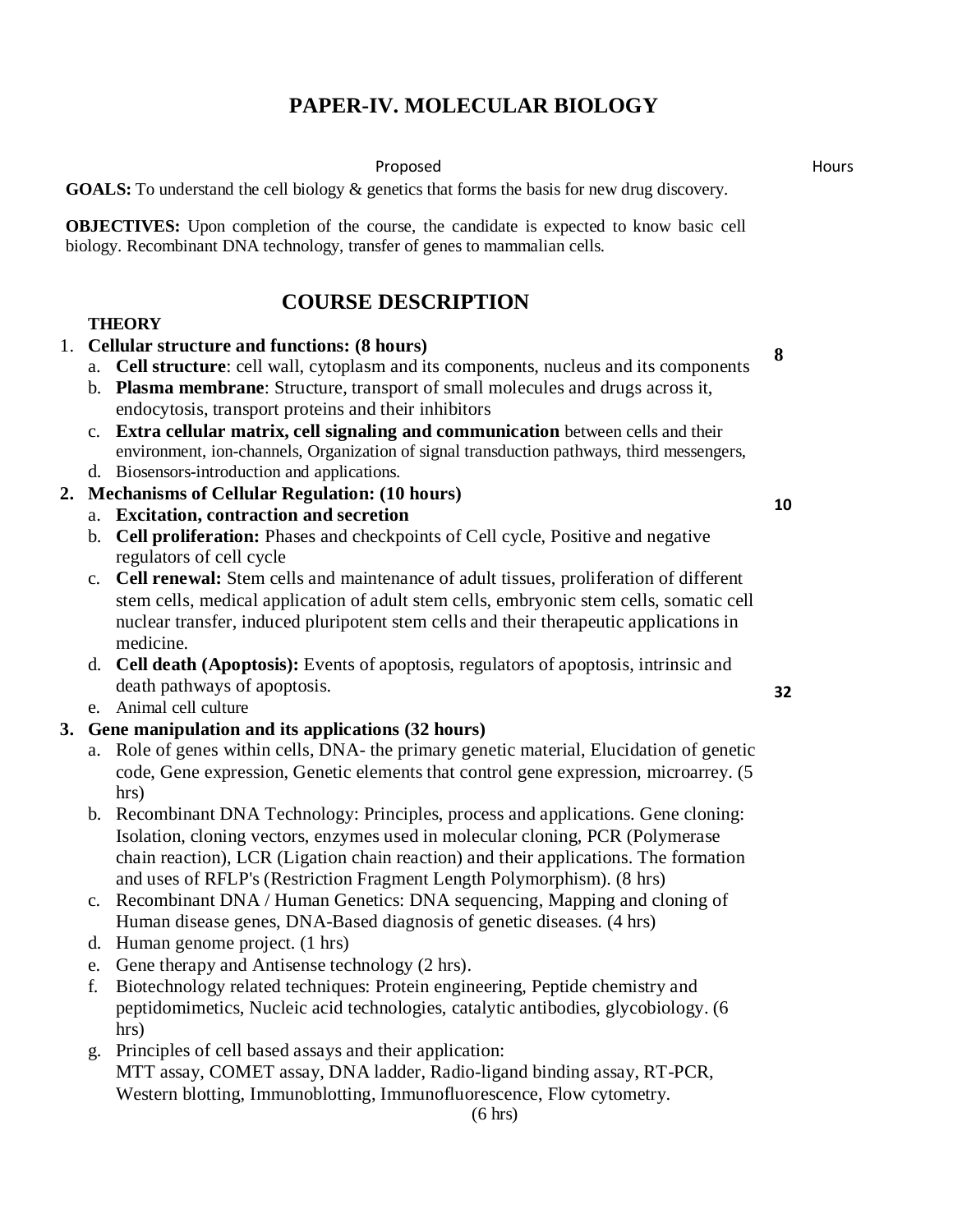# PAPER-IV. MOLECULAR BIOLOGY

Proposed Hours

**GOALS:** To understand the cell biology & genetics that forms the basis for new drug discovery.

**OBJECTIVES:** Upon completion of the course, the candidate is expected to know basic cell biology. Recombinant DNA technology, transfer of genes to mammalian cells.

## COURSE DESCRIPTION

### THEORY

1. **Cellular structure and functions: (8 hours)** — **8**
   a. **Cell structure**: cell wall, cytoplasm and its components, nucleus and its components
   b. **Plasma membrane**: Structure, transport of small molecules and drugs across it, endocytosis, transport proteins and their inhibitors
   c. **Extra cellular matrix, cell signaling and communication** between cells and their environment, ion-channels, Organization of signal transduction pathways, third messengers,
   d. Biosensors-introduction and applications.

2. **Mechanisms of Cellular Regulation: (10 hours)** — **10**
   a. **Excitation, contraction and secretion**
   b. **Cell proliferation:** Phases and checkpoints of Cell cycle, Positive and negative regulators of cell cycle
   c. **Cell renewal:** Stem cells and maintenance of adult tissues, proliferation of different stem cells, medical application of adult stem cells, embryonic stem cells, somatic cell nuclear transfer, induced pluripotent stem cells and their therapeutic applications in medicine.
   d. **Cell death (Apoptosis):** Events of apoptosis, regulators of apoptosis, intrinsic and death pathways of apoptosis.
   e. Animal cell culture

3. **Gene manipulation and its applications (32 hours)** — **32**
   a. Role of genes within cells, DNA- the primary genetic material, Elucidation of genetic code, Gene expression, Genetic elements that control gene expression, microarrey. (5 hrs)
   b. Recombinant DNA Technology: Principles, process and applications. Gene cloning: Isolation, cloning vectors, enzymes used in molecular cloning, PCR (Polymerase chain reaction), LCR (Ligation chain reaction) and their applications. The formation and uses of RFLP's (Restriction Fragment Length Polymorphism). (8 hrs)
   c. Recombinant DNA / Human Genetics: DNA sequencing, Mapping and cloning of Human disease genes, DNA-Based diagnosis of genetic diseases. (4 hrs)
   d. Human genome project. (1 hrs)
   e. Gene therapy and Antisense technology (2 hrs).
   f. Biotechnology related techniques: Protein engineering, Peptide chemistry and peptidomimetics, Nucleic acid technologies, catalytic antibodies, glycobiology. (6 hrs)
   g. Principles of cell based assays and their application:
      MTT assay, COMET assay, DNA ladder, Radio-ligand binding assay, RT-PCR, Western blotting, Immunoblotting, Immunofluorescence, Flow cytometry.
      (6 hrs)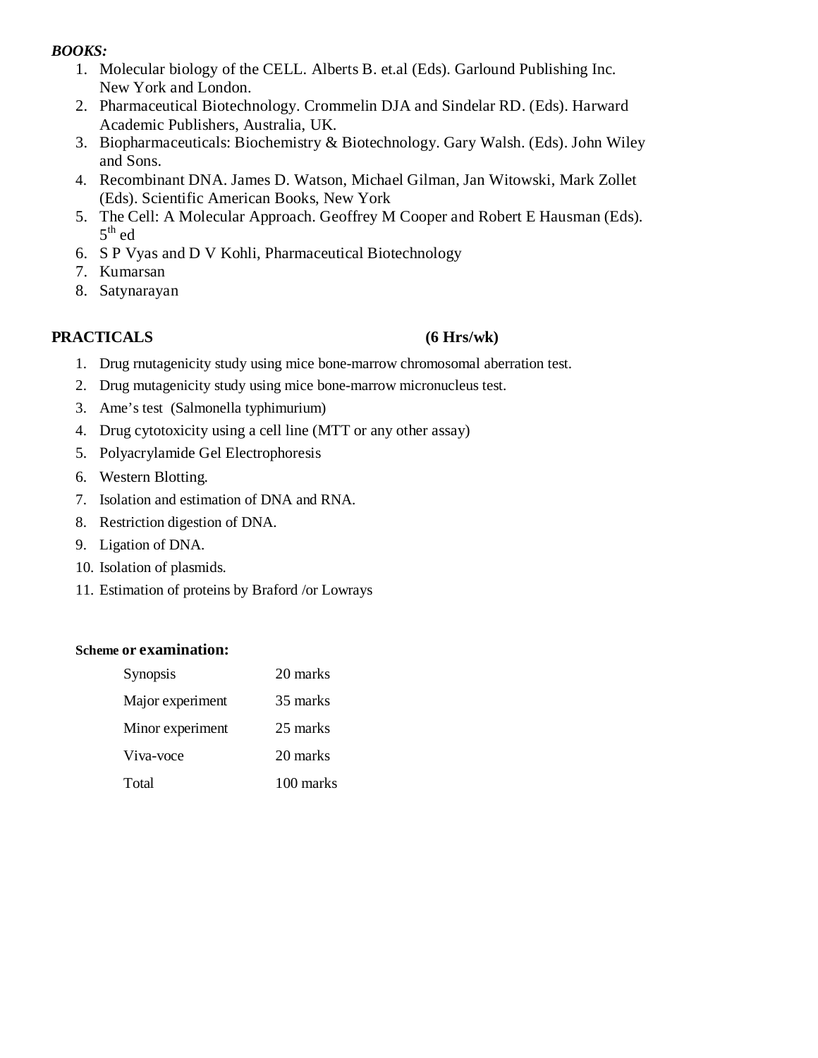***BOOKS:***

1. Molecular biology of the CELL. Alberts B. et.al (Eds). Garlound Publishing Inc. New York and London.
2. Pharmaceutical Biotechnology. Crommelin DJA and Sindelar RD. (Eds). Harward Academic Publishers, Australia, UK.
3. Biopharmaceuticals: Biochemistry & Biotechnology. Gary Walsh. (Eds). John Wiley and Sons.
4. Recombinant DNA. James D. Watson, Michael Gilman, Jan Witowski, Mark Zollet (Eds). Scientific American Books, New York
5. The Cell: A Molecular Approach. Geoffrey M Cooper and Robert E Hausman (Eds). 5th ed
6. S P Vyas and D V Kohli, Pharmaceutical Biotechnology
7. Kumarsan
8. Satynarayan

**PRACTICALS (6 Hrs/wk)**

1. Drug rnutagenicity study using mice bone-marrow chromosomal aberration test.
2. Drug mutagenicity study using mice bone-marrow micronucleus test.
3. Ame's test (Salmonella typhimurium)
4. Drug cytotoxicity using a cell line (MTT or any other assay)
5. Polyacrylamide Gel Electrophoresis
6. Western Blotting.
7. Isolation and estimation of DNA and RNA.
8. Restriction digestion of DNA.
9. Ligation of DNA.
10. Isolation of plasmids.
11. Estimation of proteins by Braford /or Lowrays

**Scheme or examination:**

| | |
|---|---|
| Synopsis | 20 marks |
| Major experiment | 35 marks |
| Minor experiment | 25 marks |
| Viva-voce | 20 marks |
| Total | 100 marks |